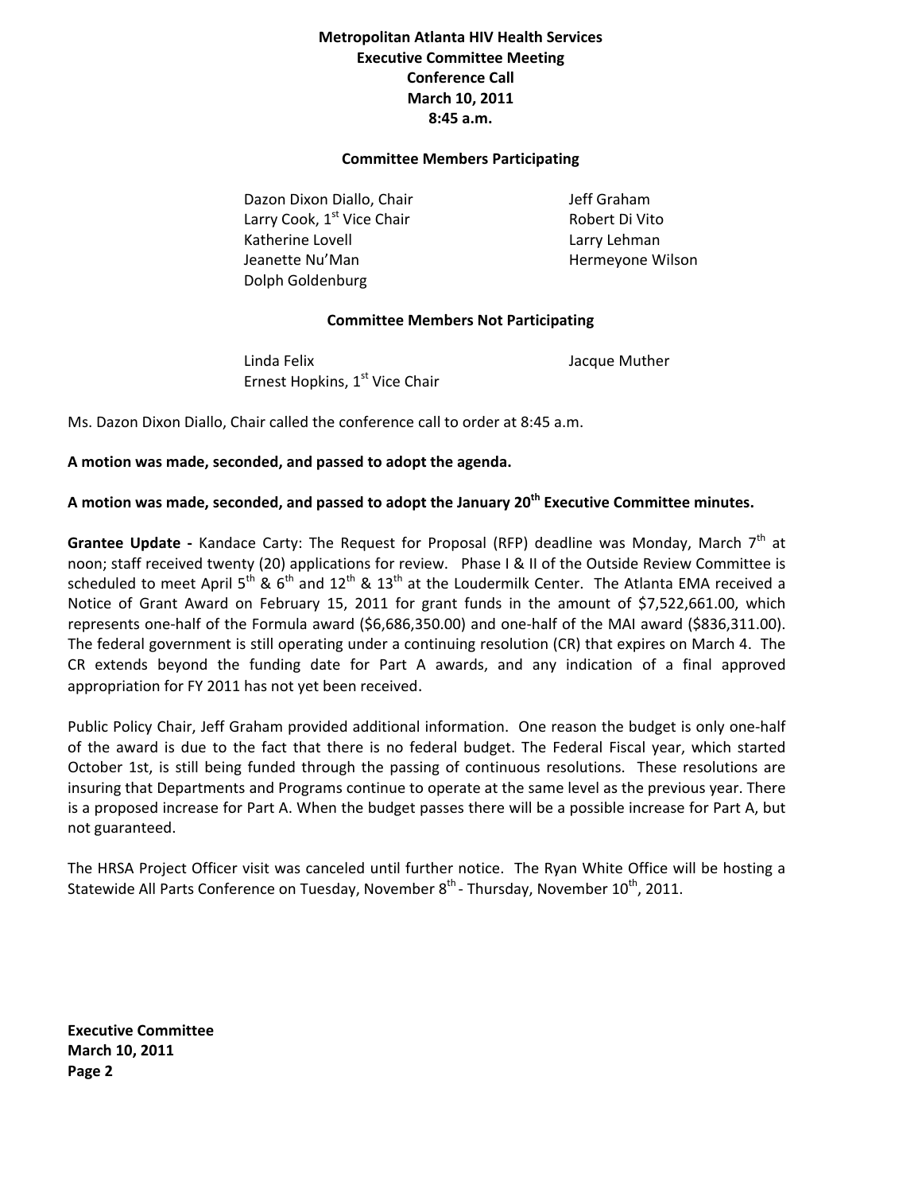# Metropolitan Atlanta HIV Health Services
## Executive Committee Meeting
## Conference Call
## March 10, 2011
## 8:45 a.m.

### Committee Members Participating

| | |
|---|---|
| Dazon Dixon Diallo, Chair | Jeff Graham |
| Larry Cook, 1st Vice Chair | Robert Di Vito |
| Katherine Lovell | Larry Lehman |
| Jeanette Nu'Man | Hermeyone Wilson |
| Dolph Goldenburg | |

### Committee Members Not Participating

| | |
|---|---|
| Linda Felix | Jacque Muther |
| Ernest Hopkins, 1st Vice Chair | |

Ms. Dazon Dixon Diallo, Chair called the conference call to order at 8:45 a.m.

**A motion was made, seconded, and passed to adopt the agenda.**

**A motion was made, seconded, and passed to adopt the January 20th Executive Committee minutes.**

**Grantee Update -** Kandace Carty: The Request for Proposal (RFP) deadline was Monday, March 7th at noon; staff received twenty (20) applications for review. Phase I & II of the Outside Review Committee is scheduled to meet April 5th & 6th and 12th & 13th at the Loudermilk Center. The Atlanta EMA received a Notice of Grant Award on February 15, 2011 for grant funds in the amount of $7,522,661.00, which represents one-half of the Formula award ($6,686,350.00) and one-half of the MAI award ($836,311.00). The federal government is still operating under a continuing resolution (CR) that expires on March 4. The CR extends beyond the funding date for Part A awards, and any indication of a final approved appropriation for FY 2011 has not yet been received.

Public Policy Chair, Jeff Graham provided additional information. One reason the budget is only one-half of the award is due to the fact that there is no federal budget. The Federal Fiscal year, which started October 1st, is still being funded through the passing of continuous resolutions. These resolutions are insuring that Departments and Programs continue to operate at the same level as the previous year. There is a proposed increase for Part A. When the budget passes there will be a possible increase for Part A, but not guaranteed.

The HRSA Project Officer visit was canceled until further notice. The Ryan White Office will be hosting a Statewide All Parts Conference on Tuesday, November 8th - Thursday, November 10th, 2011.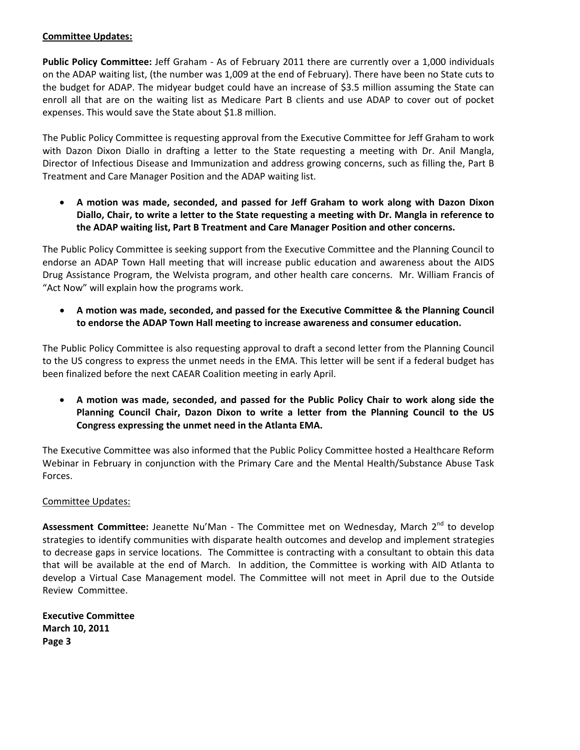**Committee Updates:**

**Public Policy Committee:** Jeff Graham - As of February 2011 there are currently over a 1,000 individuals on the ADAP waiting list, (the number was 1,009 at the end of February). There have been no State cuts to the budget for ADAP. The midyear budget could have an increase of $3.5 million assuming the State can enroll all that are on the waiting list as Medicare Part B clients and use ADAP to cover out of pocket expenses. This would save the State about $1.8 million.

The Public Policy Committee is requesting approval from the Executive Committee for Jeff Graham to work with Dazon Dixon Diallo in drafting a letter to the State requesting a meeting with Dr. Anil Mangla, Director of Infectious Disease and Immunization and address growing concerns, such as filling the, Part B Treatment and Care Manager Position and the ADAP waiting list.

- **A motion was made, seconded, and passed for Jeff Graham to work along with Dazon Dixon Diallo, Chair, to write a letter to the State requesting a meeting with Dr. Mangla in reference to the ADAP waiting list, Part B Treatment and Care Manager Position and other concerns.**

The Public Policy Committee is seeking support from the Executive Committee and the Planning Council to endorse an ADAP Town Hall meeting that will increase public education and awareness about the AIDS Drug Assistance Program, the Welvista program, and other health care concerns. Mr. William Francis of "Act Now" will explain how the programs work.

- **A motion was made, seconded, and passed for the Executive Committee & the Planning Council to endorse the ADAP Town Hall meeting to increase awareness and consumer education.**

The Public Policy Committee is also requesting approval to draft a second letter from the Planning Council to the US congress to express the unmet needs in the EMA. This letter will be sent if a federal budget has been finalized before the next CAEAR Coalition meeting in early April.

- **A motion was made, seconded, and passed for the Public Policy Chair to work along side the Planning Council Chair, Dazon Dixon to write a letter from the Planning Council to the US Congress expressing the unmet need in the Atlanta EMA.**

The Executive Committee was also informed that the Public Policy Committee hosted a Healthcare Reform Webinar in February in conjunction with the Primary Care and the Mental Health/Substance Abuse Task Forces.

Committee Updates:

**Assessment Committee:** Jeanette Nu'Man - The Committee met on Wednesday, March 2nd to develop strategies to identify communities with disparate health outcomes and develop and implement strategies to decrease gaps in service locations. The Committee is contracting with a consultant to obtain this data that will be available at the end of March. In addition, the Committee is working with AID Atlanta to develop a Virtual Case Management model. The Committee will not meet in April due to the Outside Review Committee.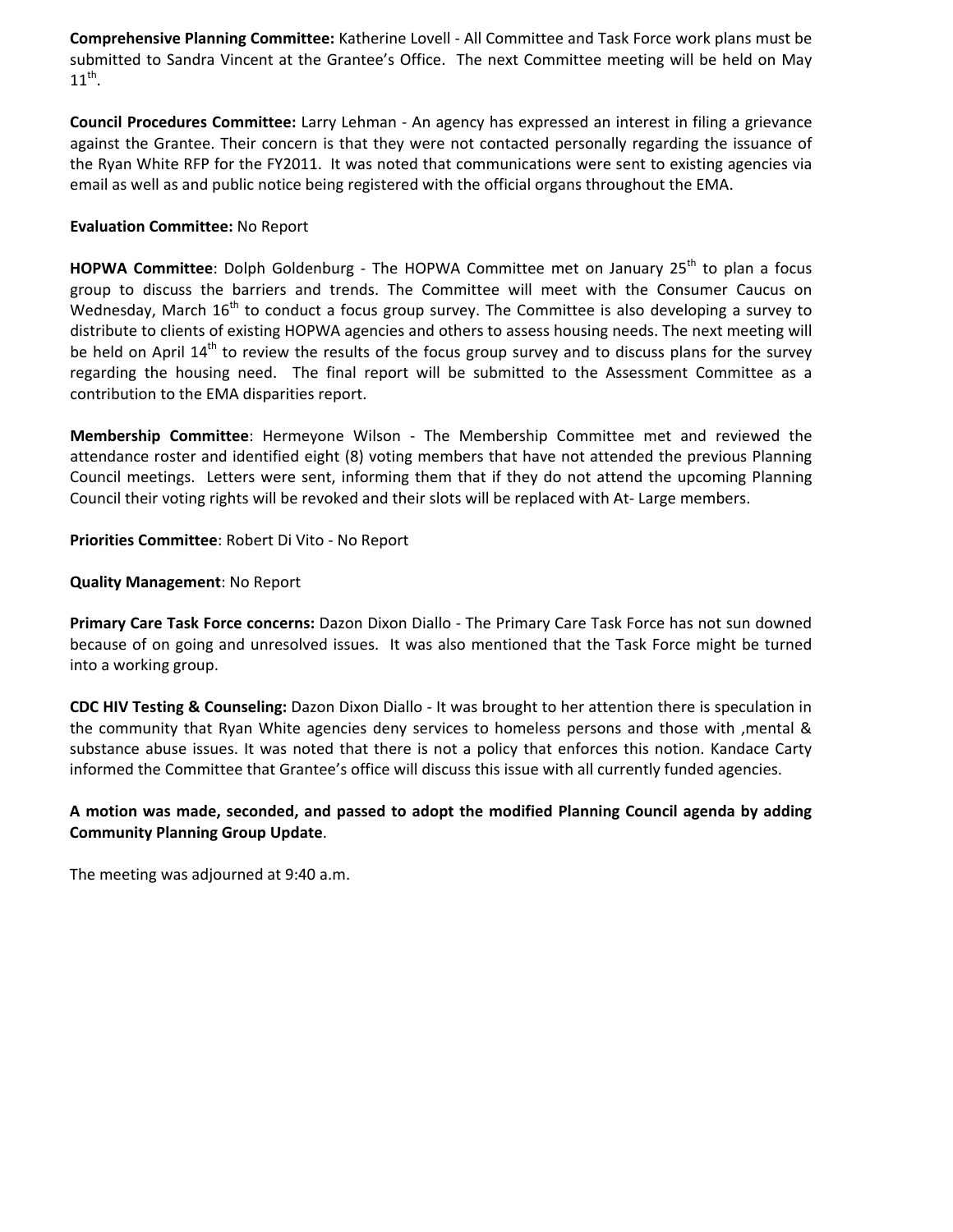**Comprehensive Planning Committee:** Katherine Lovell - All Committee and Task Force work plans must be submitted to Sandra Vincent at the Grantee's Office. The next Committee meeting will be held on May 11th.

**Council Procedures Committee:** Larry Lehman - An agency has expressed an interest in filing a grievance against the Grantee. Their concern is that they were not contacted personally regarding the issuance of the Ryan White RFP for the FY2011. It was noted that communications were sent to existing agencies via email as well as and public notice being registered with the official organs throughout the EMA.

**Evaluation Committee:** No Report

**HOPWA Committee**: Dolph Goldenburg - The HOPWA Committee met on January 25th to plan a focus group to discuss the barriers and trends. The Committee will meet with the Consumer Caucus on Wednesday, March 16th to conduct a focus group survey. The Committee is also developing a survey to distribute to clients of existing HOPWA agencies and others to assess housing needs. The next meeting will be held on April 14th to review the results of the focus group survey and to discuss plans for the survey regarding the housing need. The final report will be submitted to the Assessment Committee as a contribution to the EMA disparities report.

**Membership Committee**: Hermeyone Wilson - The Membership Committee met and reviewed the attendance roster and identified eight (8) voting members that have not attended the previous Planning Council meetings. Letters were sent, informing them that if they do not attend the upcoming Planning Council their voting rights will be revoked and their slots will be replaced with At- Large members.

**Priorities Committee**: Robert Di Vito - No Report

**Quality Management**: No Report

**Primary Care Task Force concerns:** Dazon Dixon Diallo - The Primary Care Task Force has not sun downed because of on going and unresolved issues. It was also mentioned that the Task Force might be turned into a working group.

**CDC HIV Testing & Counseling:** Dazon Dixon Diallo - It was brought to her attention there is speculation in the community that Ryan White agencies deny services to homeless persons and those with ,mental & substance abuse issues. It was noted that there is not a policy that enforces this notion. Kandace Carty informed the Committee that Grantee's office will discuss this issue with all currently funded agencies.

**A motion was made, seconded, and passed to adopt the modified Planning Council agenda by adding Community Planning Group Update**.

The meeting was adjourned at 9:40 a.m.